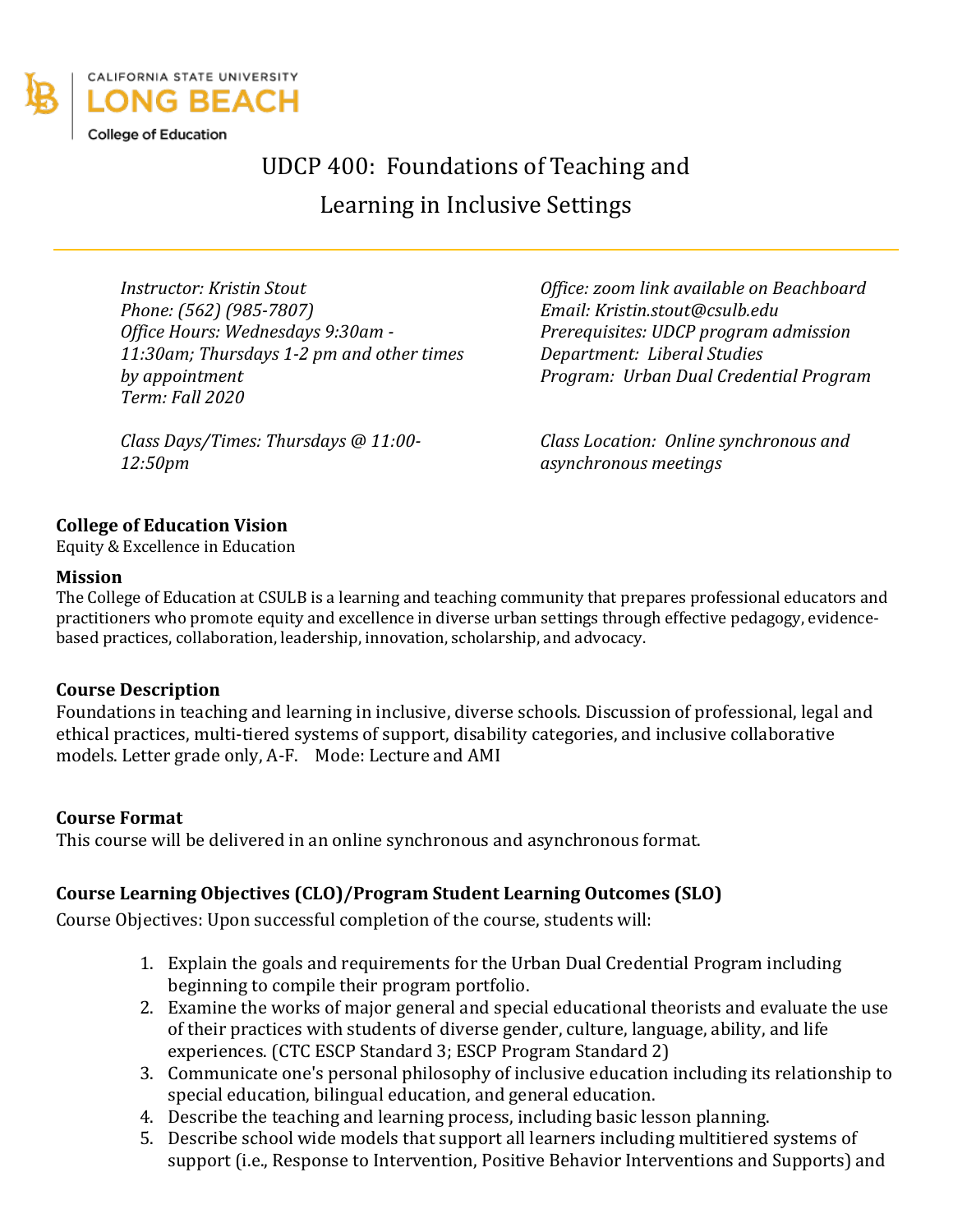CALIFORNIA STATE UNIVERSITY
LONG BEACH
College of Education

# UDCP 400: Foundations of Teaching and Learning in Inclusive Settings

*Instructor: Kristin Stout*
*Phone: (562) (985-7807)*
*Office Hours: Wednesdays 9:30am - 11:30am; Thursdays 1-2 pm and other times by appointment*
*Term: Fall 2020*

*Office: zoom link available on Beachboard*
*Email: Kristin.stout@csulb.edu*
*Prerequisites: UDCP program admission*
*Department: Liberal Studies*
*Program: Urban Dual Credential Program*

*Class Days/Times: Thursdays @ 11:00-12:50pm*

*Class Location: Online synchronous and asynchronous meetings*

**College of Education Vision**
Equity & Excellence in Education

**Mission**
The College of Education at CSULB is a learning and teaching community that prepares professional educators and practitioners who promote equity and excellence in diverse urban settings through effective pedagogy, evidence-based practices, collaboration, leadership, innovation, scholarship, and advocacy.

**Course Description**
Foundations in teaching and learning in inclusive, diverse schools. Discussion of professional, legal and ethical practices, multi-tiered systems of support, disability categories, and inclusive collaborative models. Letter grade only, A-F. Mode: Lecture and AMI

**Course Format**
This course will be delivered in an online synchronous and asynchronous format.

**Course Learning Objectives (CLO)/Program Student Learning Outcomes (SLO)**
Course Objectives: Upon successful completion of the course, students will:

1. Explain the goals and requirements for the Urban Dual Credential Program including beginning to compile their program portfolio.
2. Examine the works of major general and special educational theorists and evaluate the use of their practices with students of diverse gender, culture, language, ability, and life experiences. (CTC ESCP Standard 3; ESCP Program Standard 2)
3. Communicate one's personal philosophy of inclusive education including its relationship to special education, bilingual education, and general education.
4. Describe the teaching and learning process, including basic lesson planning.
5. Describe school wide models that support all learners including multitiered systems of support (i.e., Response to Intervention, Positive Behavior Interventions and Supports) and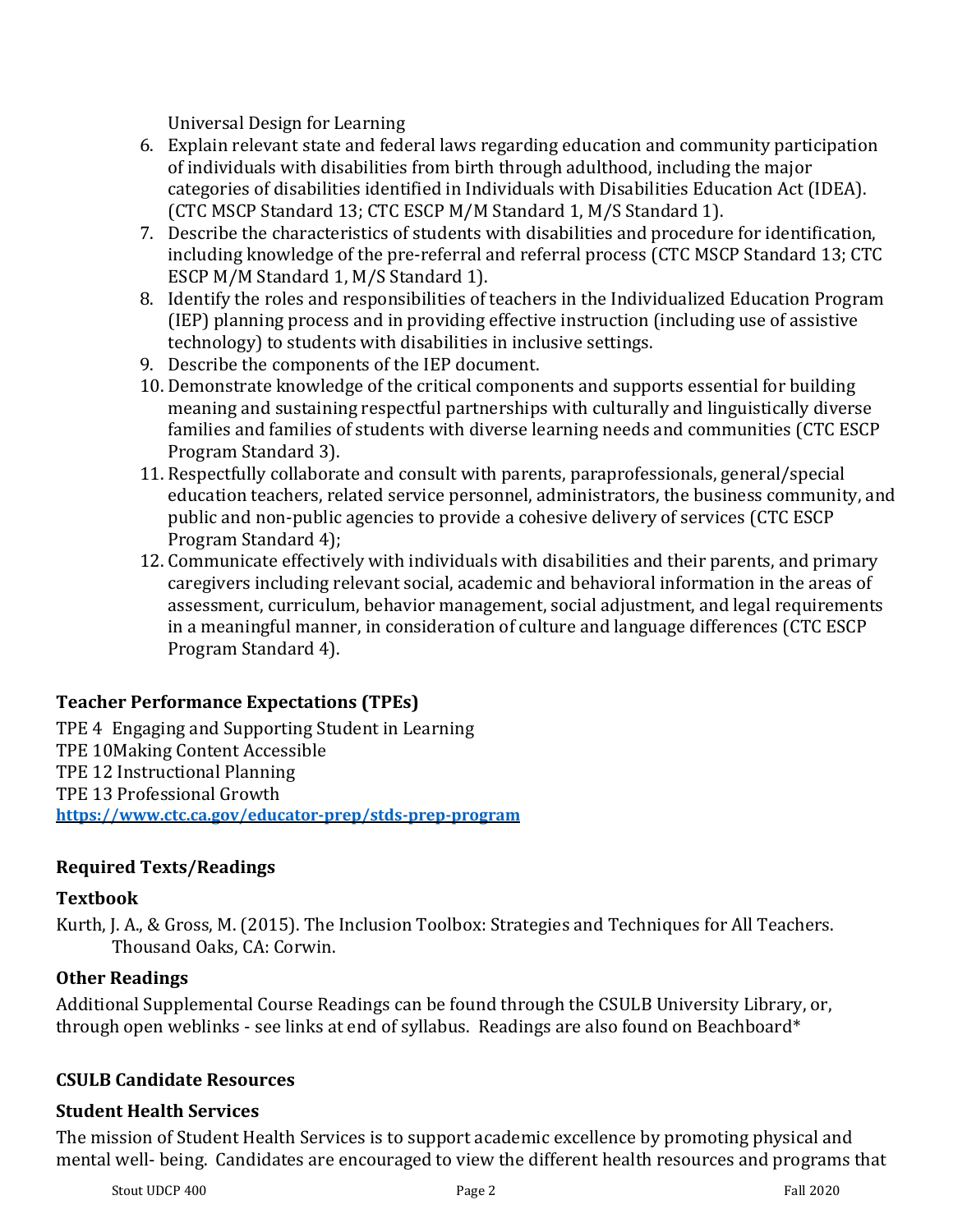Universal Design for Learning

6. Explain relevant state and federal laws regarding education and community participation of individuals with disabilities from birth through adulthood, including the major categories of disabilities identified in Individuals with Disabilities Education Act (IDEA). (CTC MSCP Standard 13; CTC ESCP M/M Standard 1, M/S Standard 1).
7. Describe the characteristics of students with disabilities and procedure for identification, including knowledge of the pre-referral and referral process (CTC MSCP Standard 13; CTC ESCP M/M Standard 1, M/S Standard 1).
8. Identify the roles and responsibilities of teachers in the Individualized Education Program (IEP) planning process and in providing effective instruction (including use of assistive technology) to students with disabilities in inclusive settings.
9. Describe the components of the IEP document.
10. Demonstrate knowledge of the critical components and supports essential for building meaning and sustaining respectful partnerships with culturally and linguistically diverse families and families of students with diverse learning needs and communities (CTC ESCP Program Standard 3).
11. Respectfully collaborate and consult with parents, paraprofessionals, general/special education teachers, related service personnel, administrators, the business community, and public and non-public agencies to provide a cohesive delivery of services (CTC ESCP Program Standard 4);
12. Communicate effectively with individuals with disabilities and their parents, and primary caregivers including relevant social, academic and behavioral information in the areas of assessment, curriculum, behavior management, social adjustment, and legal requirements in a meaningful manner, in consideration of culture and language differences (CTC ESCP Program Standard 4).

## Teacher Performance Expectations (TPEs)

TPE 4 Engaging and Supporting Student in Learning
TPE 10Making Content Accessible
TPE 12 Instructional Planning
TPE 13 Professional Growth
**https://www.ctc.ca.gov/educator-prep/stds-prep-program**

## Required Texts/Readings

### Textbook

Kurth, J. A., & Gross, M. (2015). The Inclusion Toolbox: Strategies and Techniques for All Teachers. Thousand Oaks, CA: Corwin.

### Other Readings

Additional Supplemental Course Readings can be found through the CSULB University Library, or, through open weblinks - see links at end of syllabus. Readings are also found on Beachboard*

## CSULB Candidate Resources

### Student Health Services

The mission of Student Health Services is to support academic excellence by promoting physical and mental well- being. Candidates are encouraged to view the different health resources and programs that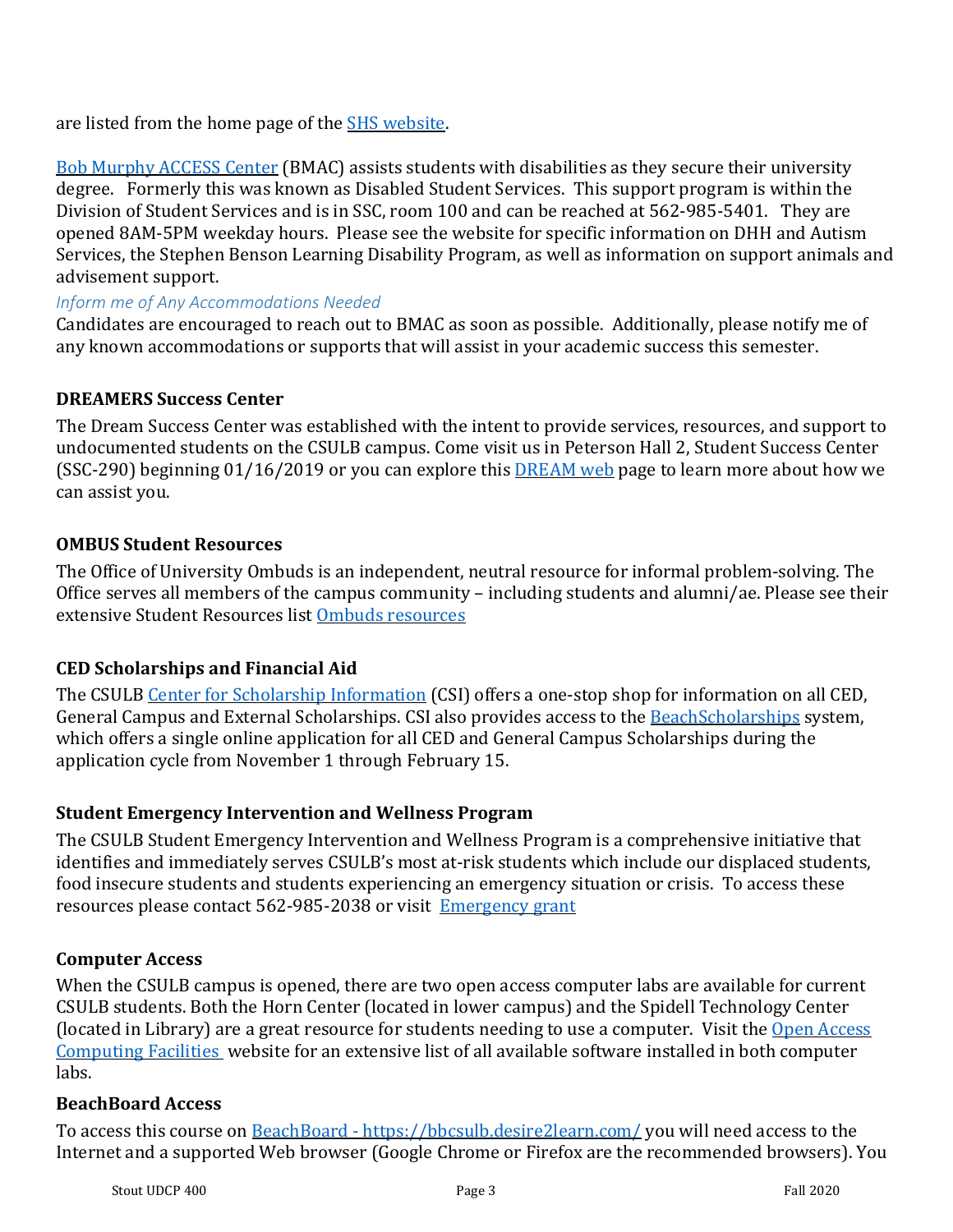are listed from the home page of the SHS website.

Bob Murphy ACCESS Center (BMAC) assists students with disabilities as they secure their university degree. Formerly this was known as Disabled Student Services. This support program is within the Division of Student Services and is in SSC, room 100 and can be reached at 562-985-5401. They are opened 8AM-5PM weekday hours. Please see the website for specific information on DHH and Autism Services, the Stephen Benson Learning Disability Program, as well as information on support animals and advisement support.

*Inform me of Any Accommodations Needed*

Candidates are encouraged to reach out to BMAC as soon as possible. Additionally, please notify me of any known accommodations or supports that will assist in your academic success this semester.

**DREAMERS Success Center**

The Dream Success Center was established with the intent to provide services, resources, and support to undocumented students on the CSULB campus. Come visit us in Peterson Hall 2, Student Success Center (SSC-290) beginning 01/16/2019 or you can explore this DREAM web page to learn more about how we can assist you.

**OMBUS Student Resources**

The Office of University Ombuds is an independent, neutral resource for informal problem-solving. The Office serves all members of the campus community – including students and alumni/ae. Please see their extensive Student Resources list Ombuds resources

**CED Scholarships and Financial Aid**

The CSULB Center for Scholarship Information (CSI) offers a one-stop shop for information on all CED, General Campus and External Scholarships. CSI also provides access to the BeachScholarships system, which offers a single online application for all CED and General Campus Scholarships during the application cycle from November 1 through February 15.

**Student Emergency Intervention and Wellness Program**

The CSULB Student Emergency Intervention and Wellness Program is a comprehensive initiative that identifies and immediately serves CSULB's most at-risk students which include our displaced students, food insecure students and students experiencing an emergency situation or crisis. To access these resources please contact 562-985-2038 or visit Emergency grant

**Computer Access**

When the CSULB campus is opened, there are two open access computer labs are available for current CSULB students. Both the Horn Center (located in lower campus) and the Spidell Technology Center (located in Library) are a great resource for students needing to use a computer. Visit the Open Access Computing Facilities website for an extensive list of all available software installed in both computer labs.

**BeachBoard Access**

To access this course on BeachBoard - https://bbcsulb.desire2learn.com/ you will need access to the Internet and a supported Web browser (Google Chrome or Firefox are the recommended browsers). You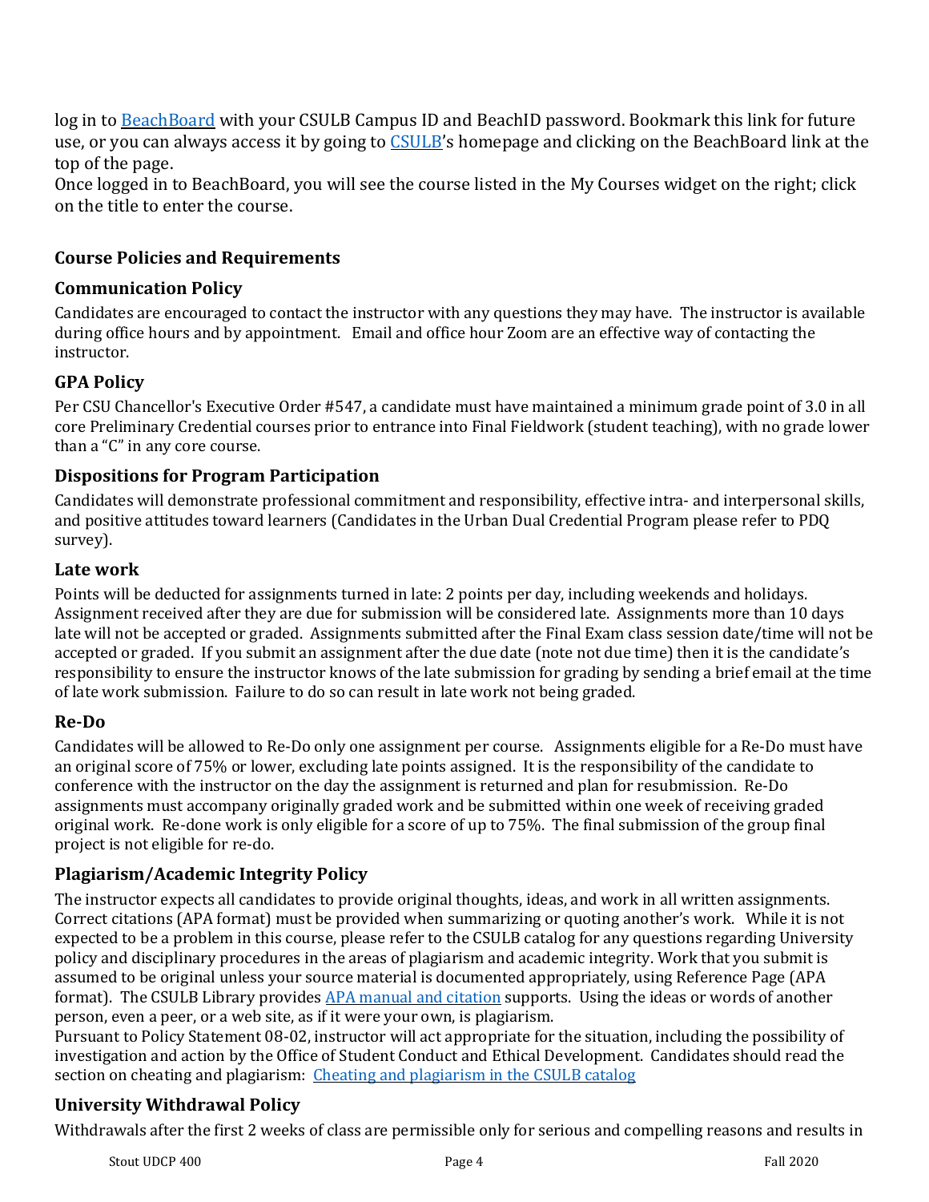log in to [BeachBoard] with your CSULB Campus ID and BeachID password. Bookmark this link for future use, or you can always access it by going to [CSULB]'s homepage and clicking on the BeachBoard link at the top of the page.

Once logged in to BeachBoard, you will see the course listed in the My Courses widget on the right; click on the title to enter the course.

## Course Policies and Requirements

### Communication Policy

Candidates are encouraged to contact the instructor with any questions they may have. The instructor is available during office hours and by appointment. Email and office hour Zoom are an effective way of contacting the instructor.

### GPA Policy

Per CSU Chancellor's Executive Order #547, a candidate must have maintained a minimum grade point of 3.0 in all core Preliminary Credential courses prior to entrance into Final Fieldwork (student teaching), with no grade lower than a "C" in any core course.

### Dispositions for Program Participation

Candidates will demonstrate professional commitment and responsibility, effective intra- and interpersonal skills, and positive attitudes toward learners (Candidates in the Urban Dual Credential Program please refer to PDQ survey).

### Late work

Points will be deducted for assignments turned in late: 2 points per day, including weekends and holidays. Assignment received after they are due for submission will be considered late. Assignments more than 10 days late will not be accepted or graded. Assignments submitted after the Final Exam class session date/time will not be accepted or graded. If you submit an assignment after the due date (note not due time) then it is the candidate's responsibility to ensure the instructor knows of the late submission for grading by sending a brief email at the time of late work submission. Failure to do so can result in late work not being graded.

### Re-Do

Candidates will be allowed to Re-Do only one assignment per course. Assignments eligible for a Re-Do must have an original score of 75% or lower, excluding late points assigned. It is the responsibility of the candidate to conference with the instructor on the day the assignment is returned and plan for resubmission. Re-Do assignments must accompany originally graded work and be submitted within one week of receiving graded original work. Re-done work is only eligible for a score of up to 75%. The final submission of the group final project is not eligible for re-do.

### Plagiarism/Academic Integrity Policy

The instructor expects all candidates to provide original thoughts, ideas, and work in all written assignments. Correct citations (APA format) must be provided when summarizing or quoting another's work. While it is not expected to be a problem in this course, please refer to the CSULB catalog for any questions regarding University policy and disciplinary procedures in the areas of plagiarism and academic integrity. Work that you submit is assumed to be original unless your source material is documented appropriately, using Reference Page (APA format). The CSULB Library provides [APA manual and citation] supports. Using the ideas or words of another person, even a peer, or a web site, as if it were your own, is plagiarism.

Pursuant to Policy Statement 08-02, instructor will act appropriate for the situation, including the possibility of investigation and action by the Office of Student Conduct and Ethical Development. Candidates should read the section on cheating and plagiarism: [Cheating and plagiarism in the CSULB catalog]

### University Withdrawal Policy

Withdrawals after the first 2 weeks of class are permissible only for serious and compelling reasons and results in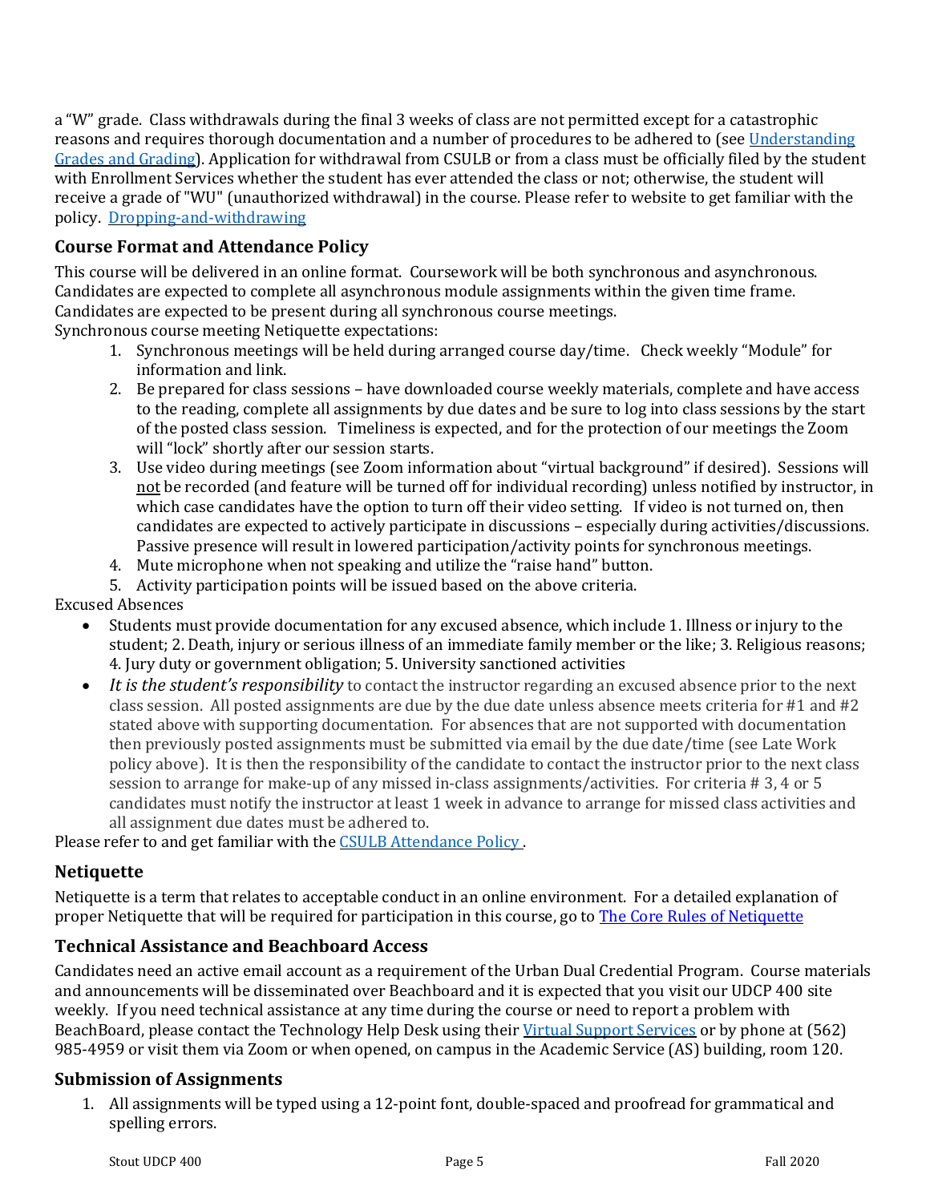a "W" grade. Class withdrawals during the final 3 weeks of class are not permitted except for a catastrophic reasons and requires thorough documentation and a number of procedures to be adhered to (see [Understanding Grades and Grading](#)). Application for withdrawal from CSULB or from a class must be officially filed by the student with Enrollment Services whether the student has ever attended the class or not; otherwise, the student will receive a grade of "WU" (unauthorized withdrawal) in the course. Please refer to website to get familiar with the policy. [Dropping-and-withdrawing](#)

## Course Format and Attendance Policy

This course will be delivered in an online format. Coursework will be both synchronous and asynchronous. Candidates are expected to complete all asynchronous module assignments within the given time frame. Candidates are expected to be present during all synchronous course meetings.

Synchronous course meeting Netiquette expectations:

1. Synchronous meetings will be held during arranged course day/time. Check weekly "Module" for information and link.
2. Be prepared for class sessions – have downloaded course weekly materials, complete and have access to the reading, complete all assignments by due dates and be sure to log into class sessions by the start of the posted class session. Timeliness is expected, and for the protection of our meetings the Zoom will "lock" shortly after our session starts.
3. Use video during meetings (see Zoom information about "virtual background" if desired). Sessions will <u>not</u> be recorded (and feature will be turned off for individual recording) unless notified by instructor, in which case candidates have the option to turn off their video setting. If video is not turned on, then candidates are expected to actively participate in discussions – especially during activities/discussions. Passive presence will result in lowered participation/activity points for synchronous meetings.
4. Mute microphone when not speaking and utilize the "raise hand" button.
5. Activity participation points will be issued based on the above criteria.

Excused Absences

- Students must provide documentation for any excused absence, which include 1. Illness or injury to the student; 2. Death, injury or serious illness of an immediate family member or the like; 3. Religious reasons; 4. Jury duty or government obligation; 5. University sanctioned activities
- *It is the student's responsibility* to contact the instructor regarding an excused absence prior to the next class session. All posted assignments are due by the due date unless absence meets criteria for #1 and #2 stated above with supporting documentation. For absences that are not supported with documentation then previously posted assignments must be submitted via email by the due date/time (see Late Work policy above). It is then the responsibility of the candidate to contact the instructor prior to the next class session to arrange for make-up of any missed in-class assignments/activities. For criteria # 3, 4 or 5 candidates must notify the instructor at least 1 week in advance to arrange for missed class activities and all assignment due dates must be adhered to.

Please refer to and get familiar with the [CSULB Attendance Policy](#) .

## Netiquette

Netiquette is a term that relates to acceptable conduct in an online environment. For a detailed explanation of proper Netiquette that will be required for participation in this course, go to [The Core Rules of Netiquette](#)

## Technical Assistance and Beachboard Access

Candidates need an active email account as a requirement of the Urban Dual Credential Program. Course materials and announcements will be disseminated over Beachboard and it is expected that you visit our UDCP 400 site weekly. If you need technical assistance at any time during the course or need to report a problem with BeachBoard, please contact the Technology Help Desk using their [Virtual Support Services](#) or by phone at (562) 985-4959 or visit them via Zoom or when opened, on campus in the Academic Service (AS) building, room 120.

## Submission of Assignments

1. All assignments will be typed using a 12-point font, double-spaced and proofread for grammatical and spelling errors.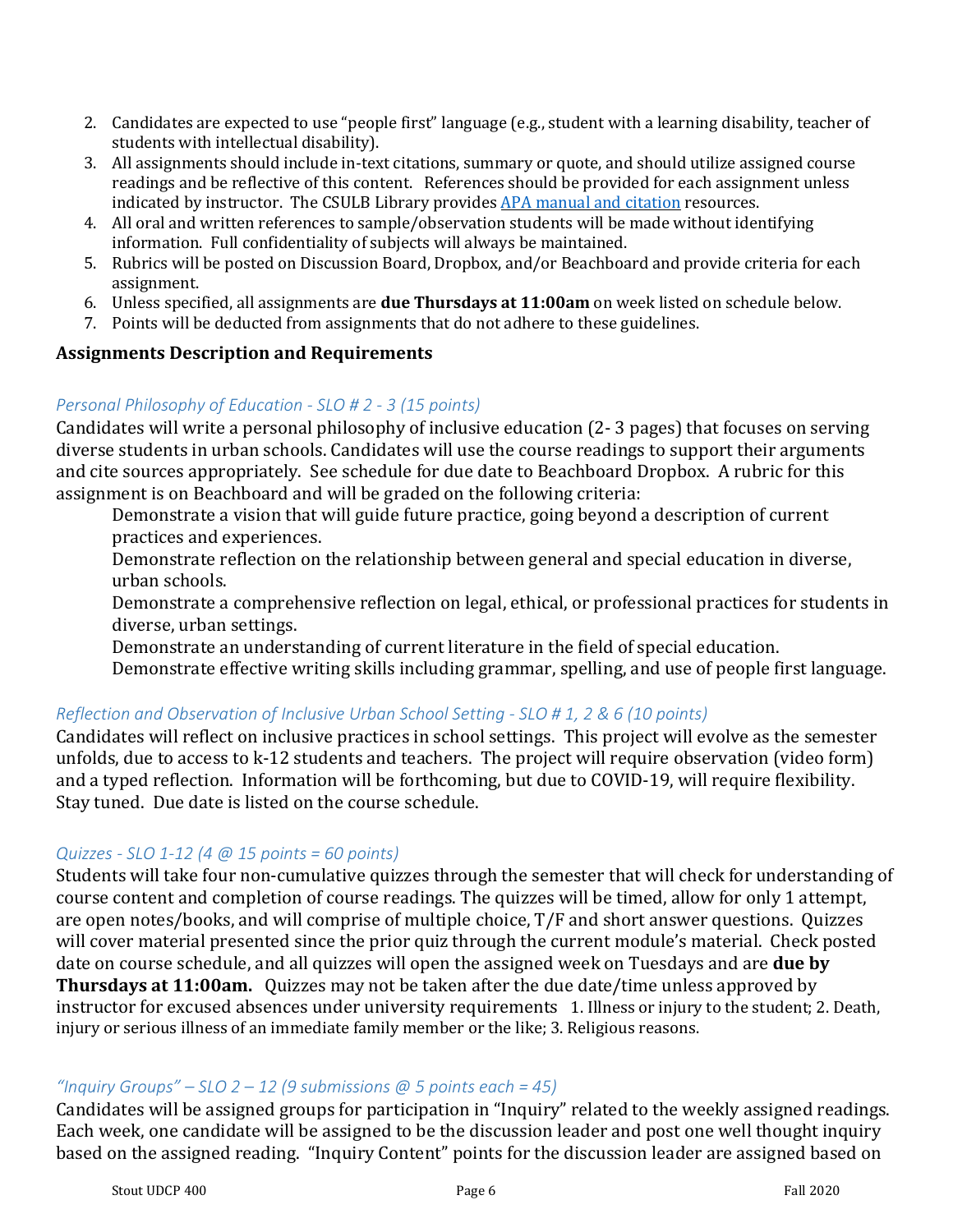2. Candidates are expected to use "people first" language (e.g., student with a learning disability, teacher of students with intellectual disability).
3. All assignments should include in-text citations, summary or quote, and should utilize assigned course readings and be reflective of this content. References should be provided for each assignment unless indicated by instructor. The CSULB Library provides APA manual and citation resources.
4. All oral and written references to sample/observation students will be made without identifying information. Full confidentiality of subjects will always be maintained.
5. Rubrics will be posted on Discussion Board, Dropbox, and/or Beachboard and provide criteria for each assignment.
6. Unless specified, all assignments are **due Thursdays at 11:00am** on week listed on schedule below.
7. Points will be deducted from assignments that do not adhere to these guidelines.

### Assignments Description and Requirements

*Personal Philosophy of Education - SLO # 2 - 3 (15 points)*

Candidates will write a personal philosophy of inclusive education (2- 3 pages) that focuses on serving diverse students in urban schools. Candidates will use the course readings to support their arguments and cite sources appropriately. See schedule for due date to Beachboard Dropbox. A rubric for this assignment is on Beachboard and will be graded on the following criteria:

Demonstrate a vision that will guide future practice, going beyond a description of current practices and experiences.

Demonstrate reflection on the relationship between general and special education in diverse, urban schools.

Demonstrate a comprehensive reflection on legal, ethical, or professional practices for students in diverse, urban settings.

Demonstrate an understanding of current literature in the field of special education.

Demonstrate effective writing skills including grammar, spelling, and use of people first language.

*Reflection and Observation of Inclusive Urban School Setting - SLO # 1, 2 & 6 (10 points)*

Candidates will reflect on inclusive practices in school settings. This project will evolve as the semester unfolds, due to access to k-12 students and teachers. The project will require observation (video form) and a typed reflection. Information will be forthcoming, but due to COVID-19, will require flexibility. Stay tuned. Due date is listed on the course schedule.

*Quizzes - SLO 1-12 (4 @ 15 points = 60 points)*

Students will take four non-cumulative quizzes through the semester that will check for understanding of course content and completion of course readings. The quizzes will be timed, allow for only 1 attempt, are open notes/books, and will comprise of multiple choice, T/F and short answer questions. Quizzes will cover material presented since the prior quiz through the current module's material. Check posted date on course schedule, and all quizzes will open the assigned week on Tuesdays and are **due by Thursdays at 11:00am.** Quizzes may not be taken after the due date/time unless approved by instructor for excused absences under university requirements 1. Illness or injury to the student; 2. Death, injury or serious illness of an immediate family member or the like; 3. Religious reasons.

*"Inquiry Groups" – SLO 2 – 12 (9 submissions @ 5 points each = 45)*

Candidates will be assigned groups for participation in "Inquiry" related to the weekly assigned readings. Each week, one candidate will be assigned to be the discussion leader and post one well thought inquiry based on the assigned reading. "Inquiry Content" points for the discussion leader are assigned based on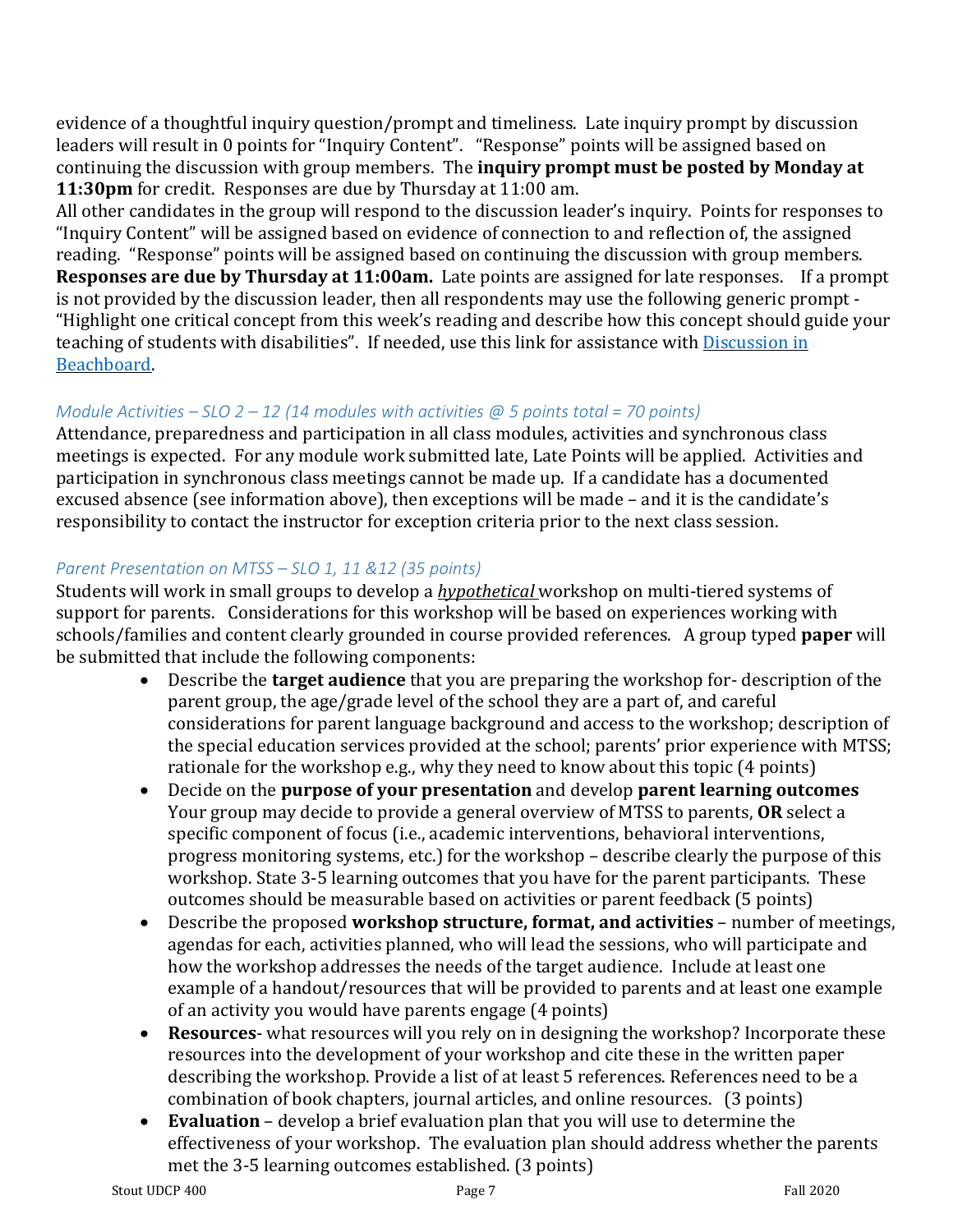evidence of a thoughtful inquiry question/prompt and timeliness. Late inquiry prompt by discussion leaders will result in 0 points for "Inquiry Content". "Response" points will be assigned based on continuing the discussion with group members. The **inquiry prompt must be posted by Monday at 11:30pm** for credit. Responses are due by Thursday at 11:00 am.
All other candidates in the group will respond to the discussion leader's inquiry. Points for responses to "Inquiry Content" will be assigned based on evidence of connection to and reflection of, the assigned reading. "Response" points will be assigned based on continuing the discussion with group members. **Responses are due by Thursday at 11:00am.** Late points are assigned for late responses. If a prompt is not provided by the discussion leader, then all respondents may use the following generic prompt - "Highlight one critical concept from this week's reading and describe how this concept should guide your teaching of students with disabilities". If needed, use this link for assistance with [Discussion in Beachboard](#).

*Module Activities – SLO 2 – 12 (14 modules with activities @ 5 points total = 70 points)*
Attendance, preparedness and participation in all class modules, activities and synchronous class meetings is expected. For any module work submitted late, Late Points will be applied. Activities and participation in synchronous class meetings cannot be made up. If a candidate has a documented excused absence (see information above), then exceptions will be made – and it is the candidate's responsibility to contact the instructor for exception criteria prior to the next class session.

*Parent Presentation on MTSS – SLO 1, 11 &12 (35 points)*
Students will work in small groups to develop a ***hypothetical*** workshop on multi-tiered systems of support for parents. Considerations for this workshop will be based on experiences working with schools/families and content clearly grounded in course provided references. A group typed **paper** will be submitted that include the following components:

- Describe the **target audience** that you are preparing the workshop for- description of the parent group, the age/grade level of the school they are a part of, and careful considerations for parent language background and access to the workshop; description of the special education services provided at the school; parents' prior experience with MTSS; rationale for the workshop e.g., why they need to know about this topic (4 points)
- Decide on the **purpose of your presentation** and develop **parent learning outcomes** Your group may decide to provide a general overview of MTSS to parents, **OR** select a specific component of focus (i.e., academic interventions, behavioral interventions, progress monitoring systems, etc.) for the workshop – describe clearly the purpose of this workshop. State 3-5 learning outcomes that you have for the parent participants. These outcomes should be measurable based on activities or parent feedback (5 points)
- Describe the proposed **workshop structure, format, and activities** – number of meetings, agendas for each, activities planned, who will lead the sessions, who will participate and how the workshop addresses the needs of the target audience. Include at least one example of a handout/resources that will be provided to parents and at least one example of an activity you would have parents engage (4 points)
- **Resources**- what resources will you rely on in designing the workshop? Incorporate these resources into the development of your workshop and cite these in the written paper describing the workshop. Provide a list of at least 5 references. References need to be a combination of book chapters, journal articles, and online resources. (3 points)
- **Evaluation** – develop a brief evaluation plan that you will use to determine the effectiveness of your workshop. The evaluation plan should address whether the parents met the 3-5 learning outcomes established. (3 points)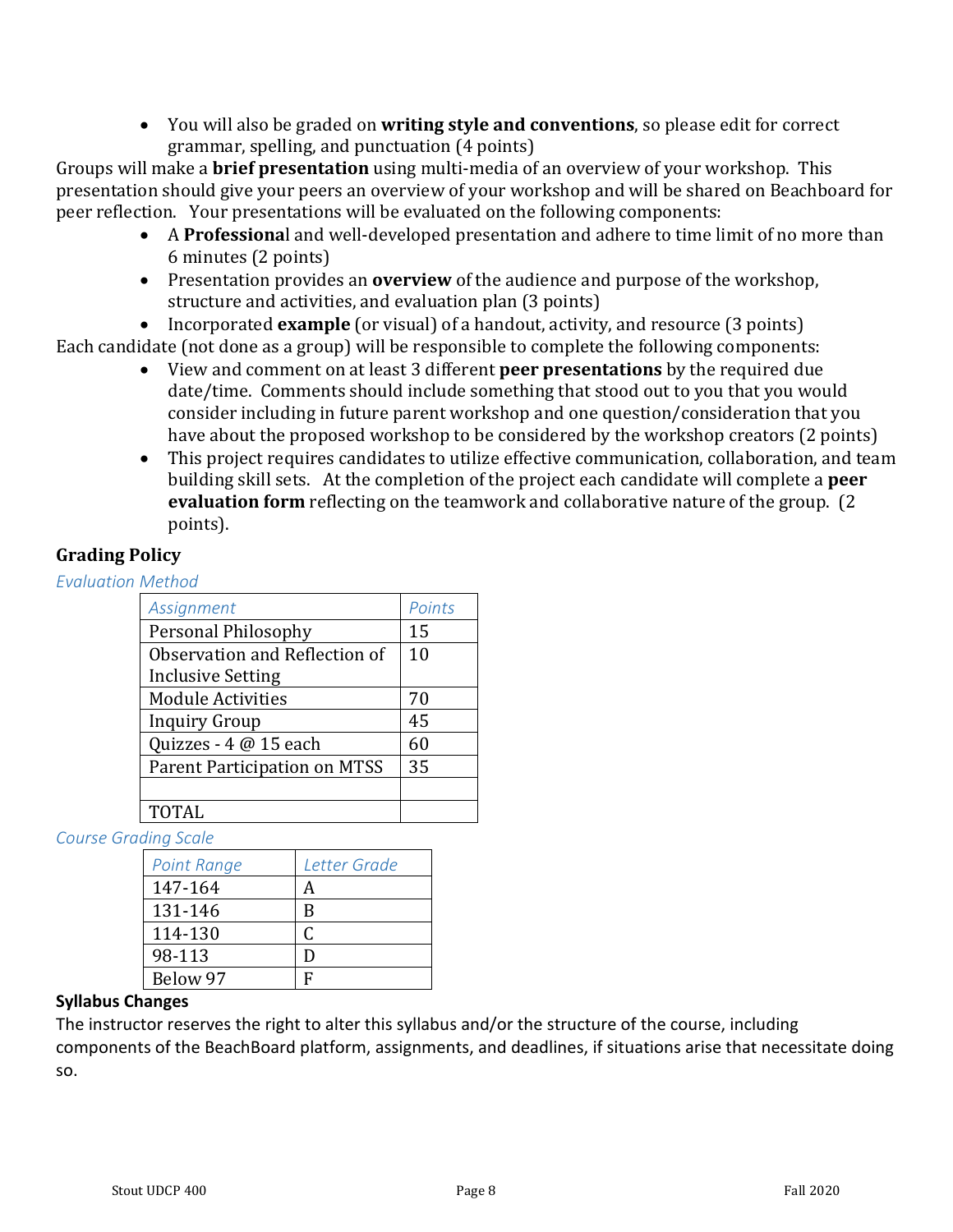- You will also be graded on **writing style and conventions**, so please edit for correct grammar, spelling, and punctuation (4 points)

Groups will make a **brief presentation** using multi-media of an overview of your workshop. This presentation should give your peers an overview of your workshop and will be shared on Beachboard for peer reflection. Your presentations will be evaluated on the following components:

- A **Professiona**l and well-developed presentation and adhere to time limit of no more than 6 minutes (2 points)
- Presentation provides an **overview** of the audience and purpose of the workshop, structure and activities, and evaluation plan (3 points)
- Incorporated **example** (or visual) of a handout, activity, and resource (3 points)

Each candidate (not done as a group) will be responsible to complete the following components:

- View and comment on at least 3 different **peer presentations** by the required due date/time. Comments should include something that stood out to you that you would consider including in future parent workshop and one question/consideration that you have about the proposed workshop to be considered by the workshop creators (2 points)
- This project requires candidates to utilize effective communication, collaboration, and team building skill sets. At the completion of the project each candidate will complete a **peer evaluation form** reflecting on the teamwork and collaborative nature of the group. (2 points).

## Grading Policy

*Evaluation Method*

| *Assignment* | *Points* |
|---|---|
| Personal Philosophy | 15 |
| Observation and Reflection of Inclusive Setting | 10 |
| Module Activities | 70 |
| Inquiry Group | 45 |
| Quizzes - 4 @ 15 each | 60 |
| Parent Participation on MTSS | 35 |
| | |
| TOTAL | |

*Course Grading Scale*

| *Point Range* | *Letter Grade* |
|---|---|
| 147-164 | A |
| 131-146 | B |
| 114-130 | C |
| 98-113 | D |
| Below 97 | F |

**Syllabus Changes**

The instructor reserves the right to alter this syllabus and/or the structure of the course, including components of the BeachBoard platform, assignments, and deadlines, if situations arise that necessitate doing so.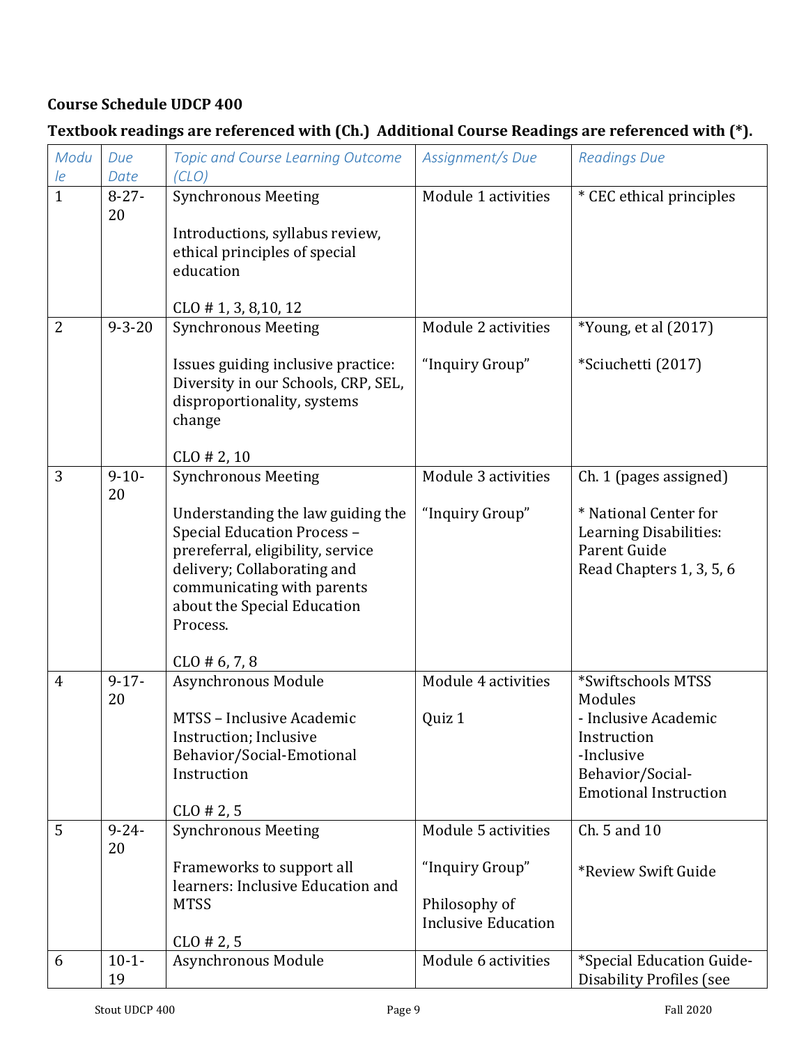**Course Schedule UDCP 400**

**Textbook readings are referenced with (Ch.) Additional Course Readings are referenced with (*).**

| Module | Due Date | Topic and Course Learning Outcome (CLO) | Assignment/s Due | Readings Due |
|---|---|---|---|---|
| 1 | 8-27-20 | Synchronous Meeting<br><br>Introductions, syllabus review, ethical principles of special education<br><br>CLO # 1, 3, 8,10, 12 | Module 1 activities | * CEC ethical principles |
| 2 | 9-3-20 | Synchronous Meeting<br><br>Issues guiding inclusive practice: Diversity in our Schools, CRP, SEL, disproportionality, systems change<br><br>CLO # 2, 10 | Module 2 activities<br><br>"Inquiry Group" | *Young, et al (2017)<br><br>*Sciuchetti (2017) |
| 3 | 9-10-20 | Synchronous Meeting<br><br>Understanding the law guiding the Special Education Process – prereferral, eligibility, service delivery; Collaborating and communicating with parents about the Special Education Process.<br><br>CLO # 6, 7, 8 | Module 3 activities<br><br>"Inquiry Group" | Ch. 1 (pages assigned)<br><br>* National Center for Learning Disabilities: Parent Guide<br>Read Chapters 1, 3, 5, 6 |
| 4 | 9-17-20 | Asynchronous Module<br><br>MTSS – Inclusive Academic Instruction; Inclusive Behavior/Social-Emotional Instruction<br><br>CLO # 2, 5 | Module 4 activities<br><br>Quiz 1 | *Swiftschools MTSS Modules<br>- Inclusive Academic Instruction<br>-Inclusive Behavior/Social-Emotional Instruction |
| 5 | 9-24-20 | Synchronous Meeting<br><br>Frameworks to support all learners: Inclusive Education and MTSS<br><br>CLO # 2, 5 | Module 5 activities<br><br>"Inquiry Group"<br><br>Philosophy of Inclusive Education | Ch. 5 and 10<br><br>*Review Swift Guide |
| 6 | 10-1-19 | Asynchronous Module | Module 6 activities | *Special Education Guide-Disability Profiles (see |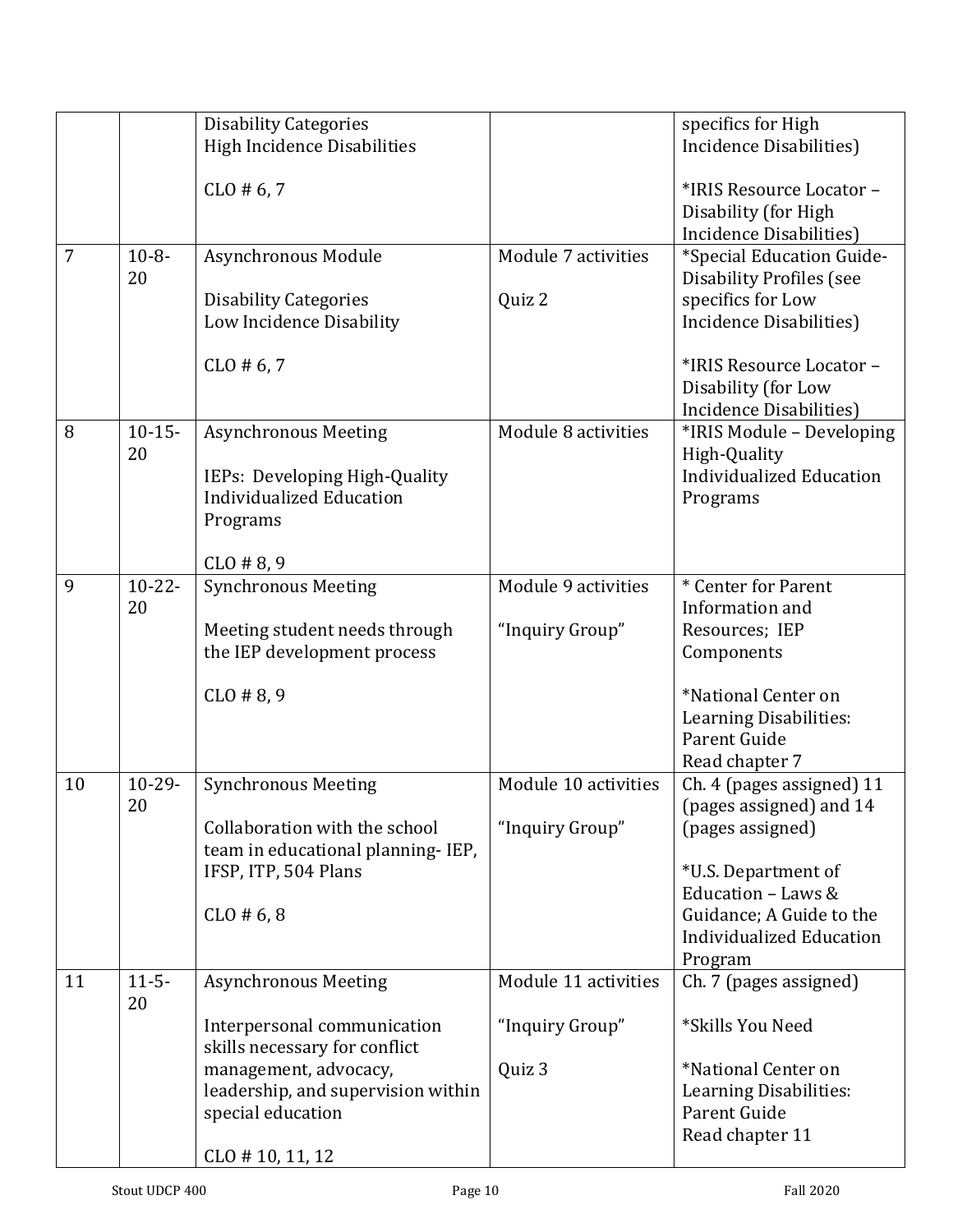| | | | | |
|---|---|---|---|---|
| | | Disability Categories<br>High Incidence Disabilities<br><br>CLO # 6, 7 | | specifics for High Incidence Disabilities)<br><br>*IRIS Resource Locator – Disability (for High Incidence Disabilities) |
| 7 | 10-8-20 | Asynchronous Module<br><br>Disability Categories<br>Low Incidence Disability<br><br>CLO # 6, 7 | Module 7 activities<br><br>Quiz 2 | *Special Education Guide-Disability Profiles (see specifics for Low Incidence Disabilities)<br><br>*IRIS Resource Locator – Disability (for Low Incidence Disabilities) |
| 8 | 10-15-20 | Asynchronous Meeting<br><br>IEPs: Developing High-Quality Individualized Education Programs<br><br>CLO # 8, 9 | Module 8 activities | *IRIS Module – Developing High-Quality Individualized Education Programs |
| 9 | 10-22-20 | Synchronous Meeting<br><br>Meeting student needs through the IEP development process<br><br>CLO # 8, 9 | Module 9 activities<br><br>"Inquiry Group" | * Center for Parent Information and Resources; IEP Components<br><br>*National Center on Learning Disabilities: Parent Guide<br>Read chapter 7 |
| 10 | 10-29-20 | Synchronous Meeting<br><br>Collaboration with the school team in educational planning- IEP, IFSP, ITP, 504 Plans<br><br>CLO # 6, 8 | Module 10 activities<br><br>"Inquiry Group" | Ch. 4 (pages assigned) 11 (pages assigned) and 14 (pages assigned)<br><br>*U.S. Department of Education – Laws & Guidance; A Guide to the Individualized Education Program |
| 11 | 11-5-20 | Asynchronous Meeting<br><br>Interpersonal communication skills necessary for conflict management, advocacy, leadership, and supervision within special education<br><br>CLO # 10, 11, 12 | Module 11 activities<br><br>"Inquiry Group"<br><br>Quiz 3 | Ch. 7 (pages assigned)<br><br>*Skills You Need<br><br>*National Center on Learning Disabilities: Parent Guide<br>Read chapter 11 |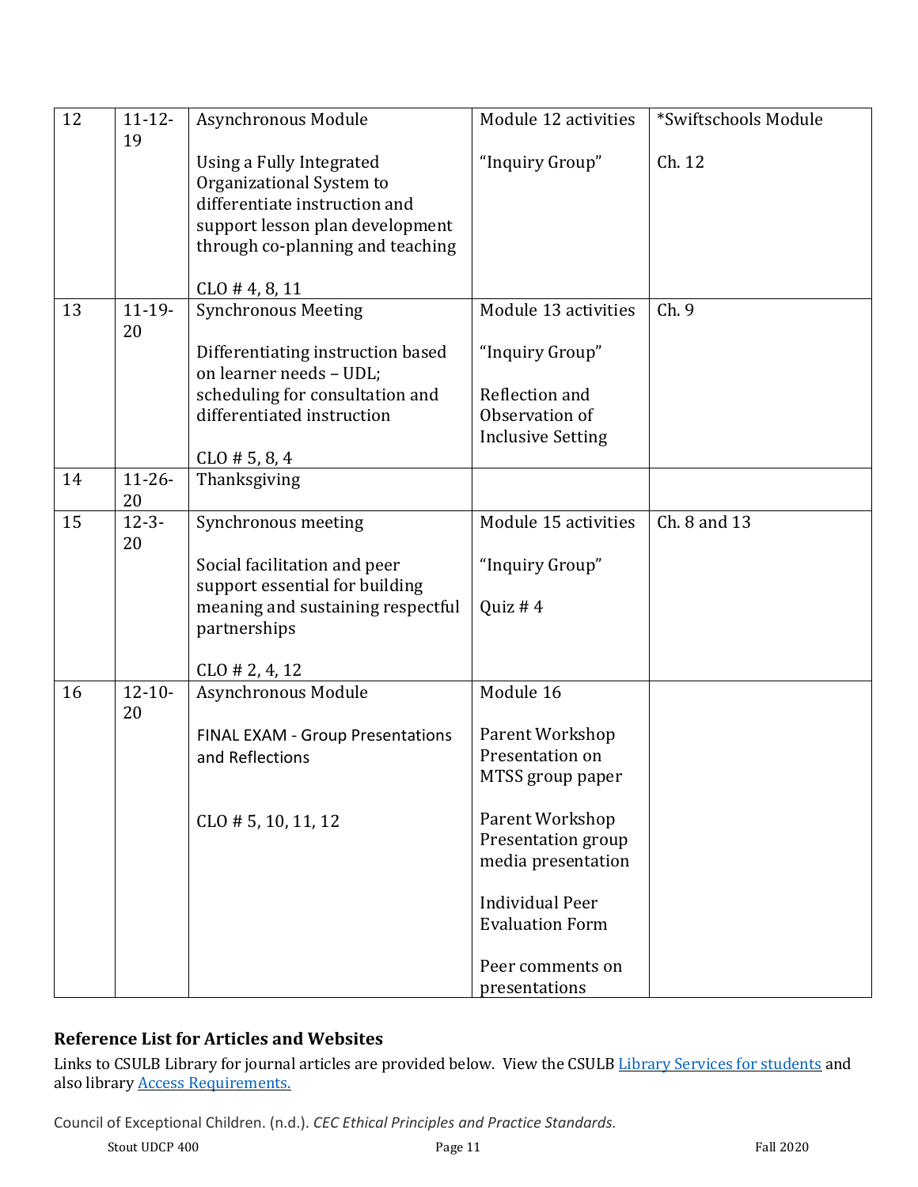| 12 | 11-12-19 | Asynchronous Module<br><br>Using a Fully Integrated Organizational System to differentiate instruction and support lesson plan development through co-planning and teaching<br><br>CLO # 4, 8, 11 | Module 12 activities<br><br>"Inquiry Group" | *Swiftschools Module<br><br>Ch. 12 |
|---|---|---|---|---|
| 13 | 11-19-20 | Synchronous Meeting<br><br>Differentiating instruction based on learner needs – UDL; scheduling for consultation and differentiated instruction<br><br>CLO # 5, 8, 4 | Module 13 activities<br><br>"Inquiry Group"<br><br>Reflection and Observation of Inclusive Setting | Ch. 9 |
| 14 | 11-26-20 | Thanksgiving | | |
| 15 | 12-3-20 | Synchronous meeting<br><br>Social facilitation and peer support essential for building meaning and sustaining respectful partnerships<br><br>CLO # 2, 4, 12 | Module 15 activities<br><br>"Inquiry Group"<br><br>Quiz # 4 | Ch. 8 and 13 |
| 16 | 12-10-20 | Asynchronous Module<br><br>FINAL EXAM - Group Presentations and Reflections<br><br>CLO # 5, 10, 11, 12 | Module 16<br><br>Parent Workshop Presentation on MTSS group paper<br><br>Parent Workshop Presentation group media presentation<br><br>Individual Peer Evaluation Form<br><br>Peer comments on presentations | |

## Reference List for Articles and Websites

Links to CSULB Library for journal articles are provided below. View the CSULB Library Services for students and also library Access Requirements.

Council of Exceptional Children. (n.d.). *CEC Ethical Principles and Practice Standards.*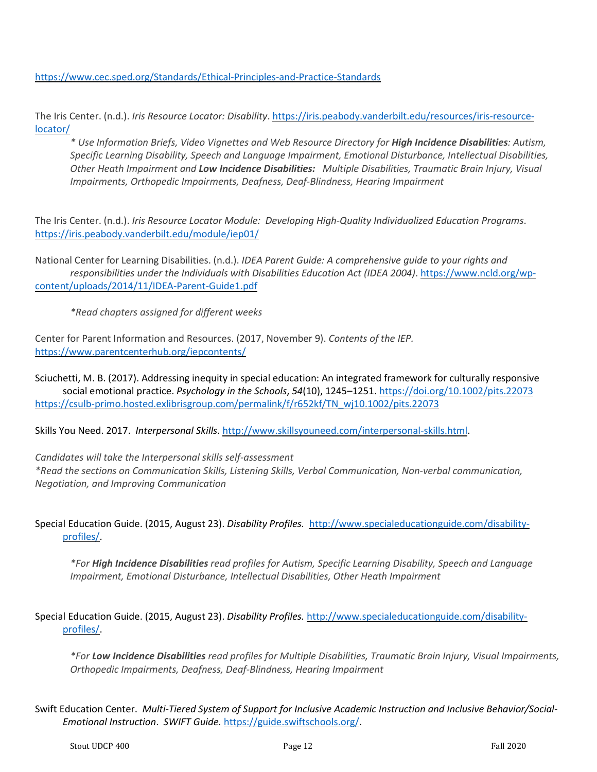https://www.cec.sped.org/Standards/Ethical-Principles-and-Practice-Standards

The Iris Center. (n.d.). *Iris Resource Locator: Disability*. https://iris.peabody.vanderbilt.edu/resources/iris-resource-locator/

> *\* Use Information Briefs, Video Vignettes and Web Resource Directory for **High Incidence Disabilities**: Autism, Specific Learning Disability, Speech and Language Impairment, Emotional Disturbance, Intellectual Disabilities, Other Heath Impairment and **Low Incidence Disabilities:** Multiple Disabilities, Traumatic Brain Injury, Visual Impairments, Orthopedic Impairments, Deafness, Deaf-Blindness, Hearing Impairment*

The Iris Center. (n.d.). *Iris Resource Locator Module: Developing High-Quality Individualized Education Programs*. https://iris.peabody.vanderbilt.edu/module/iep01/

National Center for Learning Disabilities. (n.d.). *IDEA Parent Guide: A comprehensive guide to your rights and responsibilities under the Individuals with Disabilities Education Act (IDEA 2004)*. https://www.ncld.org/wp-content/uploads/2014/11/IDEA-Parent-Guide1.pdf

> *\*Read chapters assigned for different weeks*

Center for Parent Information and Resources. (2017, November 9). *Contents of the IEP.* https://www.parentcenterhub.org/iepcontents/

Sciuchetti, M. B. (2017). Addressing inequity in special education: An integrated framework for culturally responsive social emotional practice. *Psychology in the Schools*, *54*(10), 1245–1251. https://doi.org/10.1002/pits.22073 https://csulb-primo.hosted.exlibrisgroup.com/permalink/f/r652kf/TN_wj10.1002/pits.22073

Skills You Need. 2017. *Interpersonal Skills*. http://www.skillsyouneed.com/interpersonal-skills.html.

*Candidates will take the Interpersonal skills self-assessment*
*\*Read the sections on Communication Skills, Listening Skills, Verbal Communication, Non-verbal communication, Negotiation, and Improving Communication*

Special Education Guide. (2015, August 23). *Disability Profiles.* http://www.specialeducationguide.com/disability-profiles/.

> *\*For **High Incidence Disabilities** read profiles for Autism, Specific Learning Disability, Speech and Language Impairment, Emotional Disturbance, Intellectual Disabilities, Other Heath Impairment*

Special Education Guide. (2015, August 23). *Disability Profiles.* http://www.specialeducationguide.com/disability-profiles/.

> *\*For **Low Incidence Disabilities** read profiles for Multiple Disabilities, Traumatic Brain Injury, Visual Impairments, Orthopedic Impairments, Deafness, Deaf-Blindness, Hearing Impairment*

Swift Education Center. *Multi-Tiered System of Support for Inclusive Academic Instruction and Inclusive Behavior/Social-Emotional Instruction. SWIFT Guide.* https://guide.swiftschools.org/.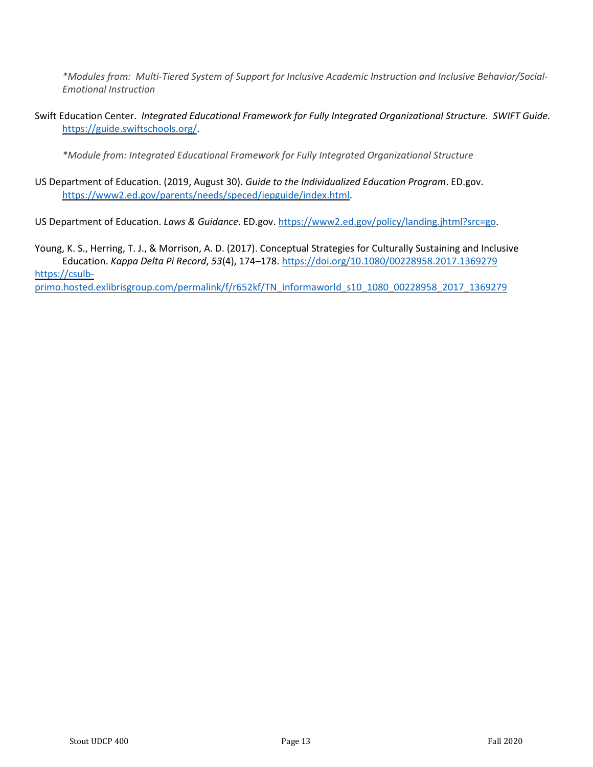*\*Modules from: Multi-Tiered System of Support for Inclusive Academic Instruction and Inclusive Behavior/Social-Emotional Instruction*

Swift Education Center. *Integrated Educational Framework for Fully Integrated Organizational Structure. SWIFT Guide.* https://guide.swiftschools.org/.

*\*Module from: Integrated Educational Framework for Fully Integrated Organizational Structure*

US Department of Education. (2019, August 30). *Guide to the Individualized Education Program*. ED.gov. https://www2.ed.gov/parents/needs/speced/iepguide/index.html.

US Department of Education. *Laws & Guidance*. ED.gov. https://www2.ed.gov/policy/landing.jhtml?src=go.

Young, K. S., Herring, T. J., & Morrison, A. D. (2017). Conceptual Strategies for Culturally Sustaining and Inclusive Education. *Kappa Delta Pi Record*, *53*(4), 174–178. https://doi.org/10.1080/00228958.2017.1369279 https://csulb-primo.hosted.exlibrisgroup.com/permalink/f/r652kf/TN_informaworld_s10_1080_00228958_2017_1369279